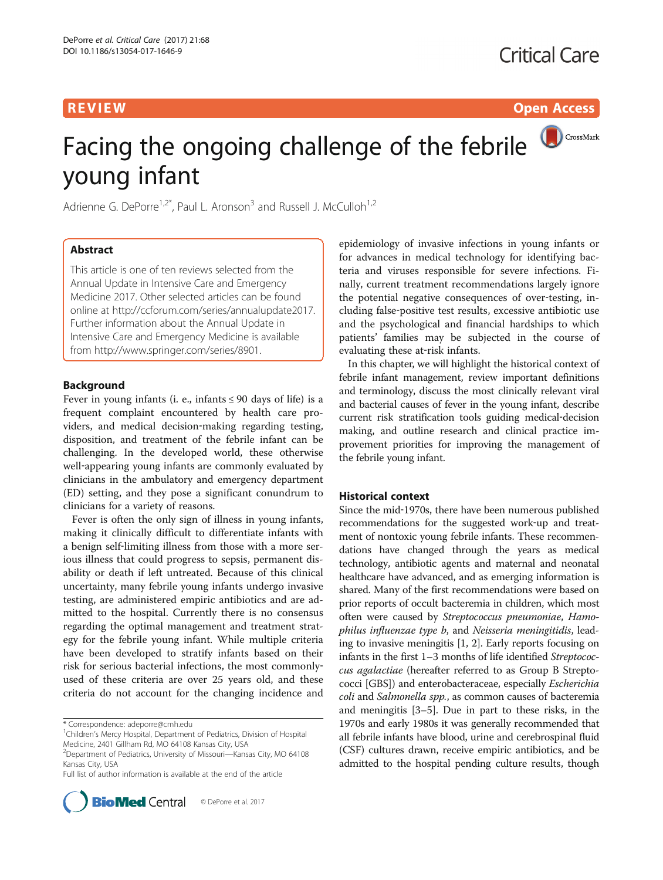REVIEW

Open Access

# Facing the ongoing challenge of the febrile young infant

Adrienne G. DePorre[1,2*], Paul L. Aronson[3] and Russell J. McCulloh[1,2]

## Abstract

This article is one of ten reviews selected from the Annual Update in Intensive Care and Emergency Medicine 2017. Other selected articles can be found online at http://ccforum.com/series/annualupdate2017. Further information about the Annual Update in Intensive Care and Emergency Medicine is available from http://www.springer.com/series/8901.

## Background

Fever in young infants (i. e., infants ≤ 90 days of life) is a frequent complaint encountered by health care providers, and medical decision-making regarding testing, disposition, and treatment of the febrile infant can be challenging. In the developed world, these otherwise well-appearing young infants are commonly evaluated by clinicians in the ambulatory and emergency department (ED) setting, and they pose a significant conundrum to clinicians for a variety of reasons.

Fever is often the only sign of illness in young infants, making it clinically difficult to differentiate infants with a benign self-limiting illness from those with a more serious illness that could progress to sepsis, permanent disability or death if left untreated. Because of this clinical uncertainty, many febrile young infants undergo invasive testing, are administered empiric antibiotics and are admitted to the hospital. Currently there is no consensus regarding the optimal management and treatment strategy for the febrile young infant. While multiple criteria have been developed to stratify infants based on their risk for serious bacterial infections, the most commonly-used of these criteria are over 25 years old, and these criteria do not account for the changing incidence and epidemiology of invasive infections in young infants or for advances in medical technology for identifying bacteria and viruses responsible for severe infections. Finally, current treatment recommendations largely ignore the potential negative consequences of over-testing, including false-positive test results, excessive antibiotic use and the psychological and financial hardships to which patients' families may be subjected in the course of evaluating these at-risk infants.

In this chapter, we will highlight the historical context of febrile infant management, review important definitions and terminology, discuss the most clinically relevant viral and bacterial causes of fever in the young infant, describe current risk stratification tools guiding medical-decision making, and outline research and clinical practice improvement priorities for improving the management of the febrile young infant.

## Historical context

Since the mid-1970s, there have been numerous published recommendations for the suggested work-up and treatment of nontoxic young febrile infants. These recommendations have changed through the years as medical technology, antibiotic agents and maternal and neonatal healthcare have advanced, and as emerging information is shared. Many of the first recommendations were based on prior reports of occult bacteremia in children, which most often were caused by *Streptococcus pneumoniae*, *Hamophilus influenzae type b*, and *Neisseria meningitidis*, leading to invasive meningitis [1, 2]. Early reports focusing on infants in the first 1–3 months of life identified *Streptococcus agalactiae* (hereafter referred to as Group B Streptococci [GBS]) and enterobacteraceae, especially *Escherichia coli* and *Salmonella spp.*, as common causes of bacteremia and meningitis [3–5]. Due in part to these risks, in the 1970s and early 1980s it was generally recommended that all febrile infants have blood, urine and cerebrospinal fluid (CSF) cultures drawn, receive empiric antibiotics, and be admitted to the hospital pending culture results, though

---

* Correspondence: adeporre@cmh.edu

[1] Children's Mercy Hospital, Department of Pediatrics, Division of Hospital Medicine, 2401 Gillham Rd, MO 64108 Kansas City, USA

[2] Department of Pediatrics, University of Missouri—Kansas City, MO 64108 Kansas City, USA

Full list of author information is available at the end of the article

© DePorre et al. 2017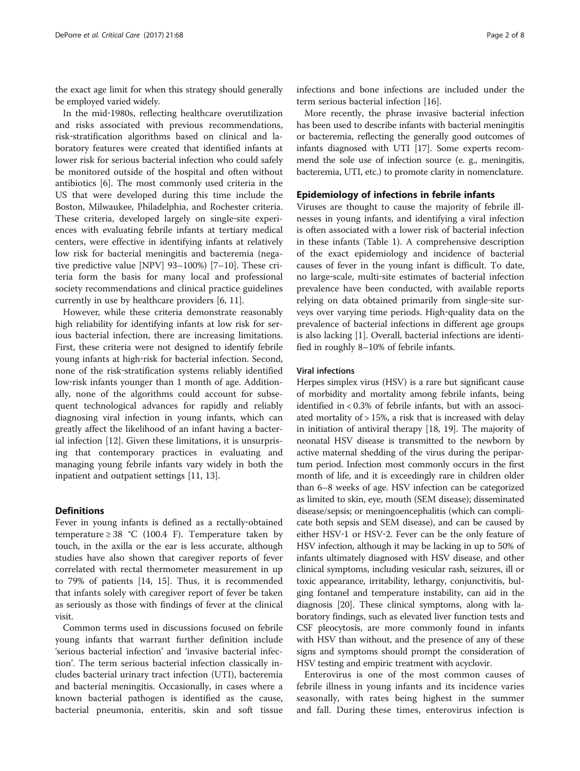the exact age limit for when this strategy should generally be employed varied widely.

In the mid-1980s, reflecting healthcare overutilization and risks associated with previous recommendations, risk-stratification algorithms based on clinical and laboratory features were created that identified infants at lower risk for serious bacterial infection who could safely be monitored outside of the hospital and often without antibiotics [6]. The most commonly used criteria in the US that were developed during this time include the Boston, Milwaukee, Philadelphia, and Rochester criteria. These criteria, developed largely on single-site experiences with evaluating febrile infants at tertiary medical centers, were effective in identifying infants at relatively low risk for bacterial meningitis and bacteremia (negative predictive value [NPV] 93–100%) [7–10]. These criteria form the basis for many local and professional society recommendations and clinical practice guidelines currently in use by healthcare providers [6, 11].

However, while these criteria demonstrate reasonably high reliability for identifying infants at low risk for serious bacterial infection, there are increasing limitations. First, these criteria were not designed to identify febrile young infants at high-risk for bacterial infection. Second, none of the risk-stratification systems reliably identified low-risk infants younger than 1 month of age. Additionally, none of the algorithms could account for subsequent technological advances for rapidly and reliably diagnosing viral infection in young infants, which can greatly affect the likelihood of an infant having a bacterial infection [12]. Given these limitations, it is unsurprising that contemporary practices in evaluating and managing young febrile infants vary widely in both the inpatient and outpatient settings [11, 13].

## Definitions

Fever in young infants is defined as a rectally-obtained temperature ≥ 38 °C (100.4 F). Temperature taken by touch, in the axilla or the ear is less accurate, although studies have also shown that caregiver reports of fever correlated with rectal thermometer measurement in up to 79% of patients [14, 15]. Thus, it is recommended that infants solely with caregiver report of fever be taken as seriously as those with findings of fever at the clinical visit.

Common terms used in discussions focused on febrile young infants that warrant further definition include 'serious bacterial infection' and 'invasive bacterial infection'. The term serious bacterial infection classically includes bacterial urinary tract infection (UTI), bacteremia and bacterial meningitis. Occasionally, in cases where a known bacterial pathogen is identified as the cause, bacterial pneumonia, enteritis, skin and soft tissue infections and bone infections are included under the term serious bacterial infection [16].

More recently, the phrase invasive bacterial infection has been used to describe infants with bacterial meningitis or bacteremia, reflecting the generally good outcomes of infants diagnosed with UTI [17]. Some experts recommend the sole use of infection source (e. g., meningitis, bacteremia, UTI, etc.) to promote clarity in nomenclature.

## Epidemiology of infections in febrile infants

Viruses are thought to cause the majority of febrile illnesses in young infants, and identifying a viral infection is often associated with a lower risk of bacterial infection in these infants (Table 1). A comprehensive description of the exact epidemiology and incidence of bacterial causes of fever in the young infant is difficult. To date, no large-scale, multi-site estimates of bacterial infection prevalence have been conducted, with available reports relying on data obtained primarily from single-site surveys over varying time periods. High-quality data on the prevalence of bacterial infections in different age groups is also lacking [1]. Overall, bacterial infections are identified in roughly 8–10% of febrile infants.

### Viral infections

Herpes simplex virus (HSV) is a rare but significant cause of morbidity and mortality among febrile infants, being identified in < 0.3% of febrile infants, but with an associated mortality of > 15%, a risk that is increased with delay in initiation of antiviral therapy [18, 19]. The majority of neonatal HSV disease is transmitted to the newborn by active maternal shedding of the virus during the peripartum period. Infection most commonly occurs in the first month of life, and it is exceedingly rare in children older than 6–8 weeks of age. HSV infection can be categorized as limited to skin, eye, mouth (SEM disease); disseminated disease/sepsis; or meningoencephalitis (which can complicate both sepsis and SEM disease), and can be caused by either HSV-1 or HSV-2. Fever can be the only feature of HSV infection, although it may be lacking in up to 50% of infants ultimately diagnosed with HSV disease, and other clinical symptoms, including vesicular rash, seizures, ill or toxic appearance, irritability, lethargy, conjunctivitis, bulging fontanel and temperature instability, can aid in the diagnosis [20]. These clinical symptoms, along with laboratory findings, such as elevated liver function tests and CSF pleocytosis, are more commonly found in infants with HSV than without, and the presence of any of these signs and symptoms should prompt the consideration of HSV testing and empiric treatment with acyclovir.

Enterovirus is one of the most common causes of febrile illness in young infants and its incidence varies seasonally, with rates being highest in the summer and fall. During these times, enterovirus infection is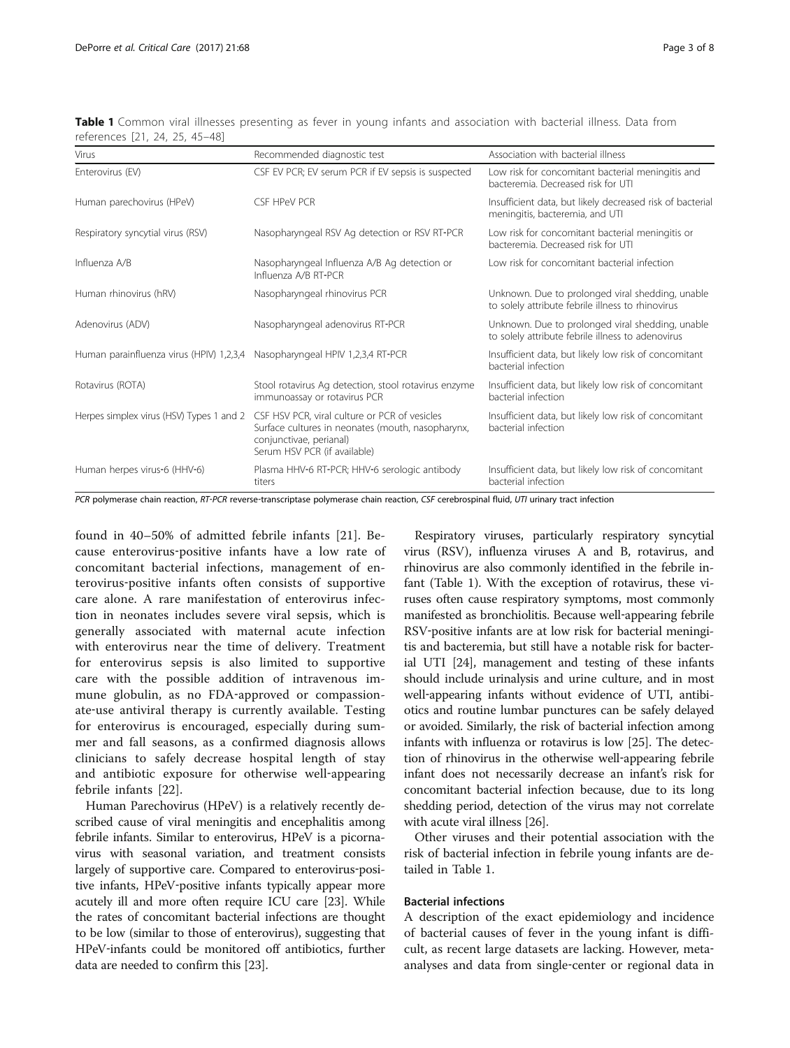**Table 1** Common viral illnesses presenting as fever in young infants and association with bacterial illness. Data from references [21, 24, 25, 45–48]

| Virus | Recommended diagnostic test | Association with bacterial illness |
|---|---|---|
| Enterovirus (EV) | CSF EV PCR; EV serum PCR if EV sepsis is suspected | Low risk for concomitant bacterial meningitis and bacteremia. Decreased risk for UTI |
| Human parechovirus (HPeV) | CSF HPeV PCR | Insufficient data, but likely decreased risk of bacterial meningitis, bacteremia, and UTI |
| Respiratory syncytial virus (RSV) | Nasopharyngeal RSV Ag detection or RSV RT-PCR | Low risk for concomitant bacterial meningitis or bacteremia. Decreased risk for UTI |
| Influenza A/B | Nasopharyngeal Influenza A/B Ag detection or Influenza A/B RT-PCR | Low risk for concomitant bacterial infection |
| Human rhinovirus (hRV) | Nasopharyngeal rhinovirus PCR | Unknown. Due to prolonged viral shedding, unable to solely attribute febrile illness to rhinovirus |
| Adenovirus (ADV) | Nasopharyngeal adenovirus RT-PCR | Unknown. Due to prolonged viral shedding, unable to solely attribute febrile illness to adenovirus |
| Human parainfluenza virus (HPIV) 1,2,3,4 | Nasopharyngeal HPIV 1,2,3,4 RT-PCR | Insufficient data, but likely low risk of concomitant bacterial infection |
| Rotavirus (ROTA) | Stool rotavirus Ag detection, stool rotavirus enzyme immunoassay or rotavirus PCR | Insufficient data, but likely low risk of concomitant bacterial infection |
| Herpes simplex virus (HSV) Types 1 and 2 | CSF HSV PCR, viral culture or PCR of vesicles Surface cultures in neonates (mouth, nasopharynx, conjunctivae, perianal) Serum HSV PCR (if available) | Insufficient data, but likely low risk of concomitant bacterial infection |
| Human herpes virus-6 (HHV-6) | Plasma HHV-6 RT-PCR; HHV-6 serologic antibody titers | Insufficient data, but likely low risk of concomitant bacterial infection |

*PCR* polymerase chain reaction, *RT-PCR* reverse-transcriptase polymerase chain reaction, *CSF* cerebrospinal fluid, *UTI* urinary tract infection

found in 40–50% of admitted febrile infants [21]. Because enterovirus-positive infants have a low rate of concomitant bacterial infections, management of enterovirus-positive infants often consists of supportive care alone. A rare manifestation of enterovirus infection in neonates includes severe viral sepsis, which is generally associated with maternal acute infection with enterovirus near the time of delivery. Treatment for enterovirus sepsis is also limited to supportive care with the possible addition of intravenous immune globulin, as no FDA-approved or compassionate-use antiviral therapy is currently available. Testing for enterovirus is encouraged, especially during summer and fall seasons, as a confirmed diagnosis allows clinicians to safely decrease hospital length of stay and antibiotic exposure for otherwise well-appearing febrile infants [22].

Human Parechovirus (HPeV) is a relatively recently described cause of viral meningitis and encephalitis among febrile infants. Similar to enterovirus, HPeV is a picornavirus with seasonal variation, and treatment consists largely of supportive care. Compared to enterovirus-positive infants, HPeV-positive infants typically appear more acutely ill and more often require ICU care [23]. While the rates of concomitant bacterial infections are thought to be low (similar to those of enterovirus), suggesting that HPeV-infants could be monitored off antibiotics, further data are needed to confirm this [23].

Respiratory viruses, particularly respiratory syncytial virus (RSV), influenza viruses A and B, rotavirus, and rhinovirus are also commonly identified in the febrile infant (Table 1). With the exception of rotavirus, these viruses often cause respiratory symptoms, most commonly manifested as bronchiolitis. Because well-appearing febrile RSV-positive infants are at low risk for bacterial meningitis and bacteremia, but still have a notable risk for bacterial UTI [24], management and testing of these infants should include urinalysis and urine culture, and in most well-appearing infants without evidence of UTI, antibiotics and routine lumbar punctures can be safely delayed or avoided. Similarly, the risk of bacterial infection among infants with influenza or rotavirus is low [25]. The detection of rhinovirus in the otherwise well-appearing febrile infant does not necessarily decrease an infant's risk for concomitant bacterial infection because, due to its long shedding period, detection of the virus may not correlate with acute viral illness [26].

Other viruses and their potential association with the risk of bacterial infection in febrile young infants are detailed in Table 1.

### Bacterial infections

A description of the exact epidemiology and incidence of bacterial causes of fever in the young infant is difficult, as recent large datasets are lacking. However, meta-analyses and data from single-center or regional data in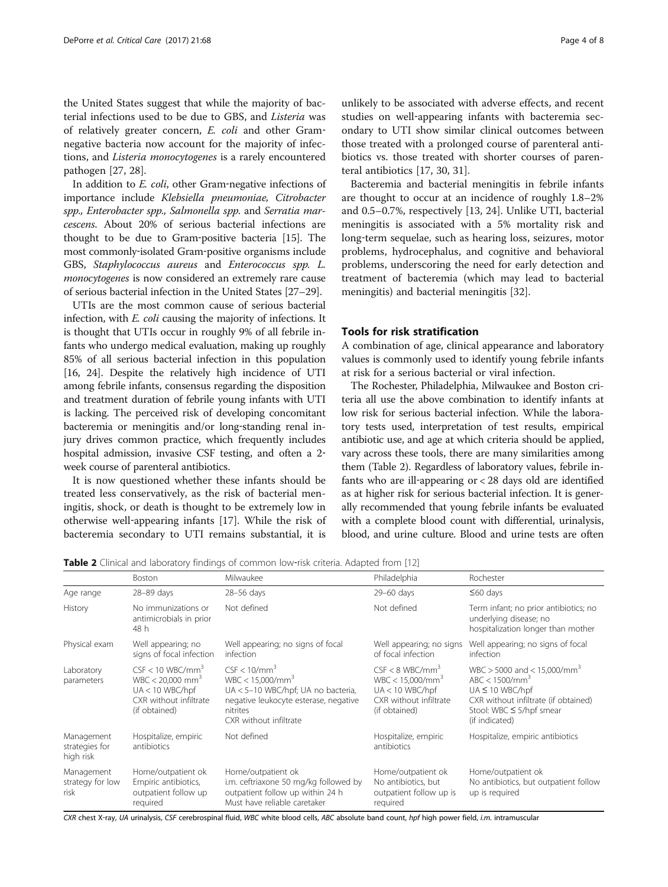the United States suggest that while the majority of bacterial infections used to be due to GBS, and *Listeria* was of relatively greater concern, *E. coli* and other Gram-negative bacteria now account for the majority of infections, and *Listeria monocytogenes* is a rarely encountered pathogen [27, 28].

In addition to *E. coli*, other Gram-negative infections of importance include *Klebsiella pneumoniae*, *Citrobacter spp.*, *Enterobacter spp.*, *Salmonella spp.* and *Serratia marcescens*. About 20% of serious bacterial infections are thought to be due to Gram-positive bacteria [15]. The most commonly-isolated Gram-positive organisms include GBS, *Staphylococcus aureus* and *Enterococcus spp. L. monocytogenes* is now considered an extremely rare cause of serious bacterial infection in the United States [27–29].

UTIs are the most common cause of serious bacterial infection, with *E. coli* causing the majority of infections. It is thought that UTIs occur in roughly 9% of all febrile infants who undergo medical evaluation, making up roughly 85% of all serious bacterial infection in this population [16, 24]. Despite the relatively high incidence of UTI among febrile infants, consensus regarding the disposition and treatment duration of febrile young infants with UTI is lacking. The perceived risk of developing concomitant bacteremia or meningitis and/or long-standing renal injury drives common practice, which frequently includes hospital admission, invasive CSF testing, and often a 2-week course of parenteral antibiotics.

It is now questioned whether these infants should be treated less conservatively, as the risk of bacterial meningitis, shock, or death is thought to be extremely low in otherwise well-appearing infants [17]. While the risk of bacteremia secondary to UTI remains substantial, it is unlikely to be associated with adverse effects, and recent studies on well-appearing infants with bacteremia secondary to UTI show similar clinical outcomes between those treated with a prolonged course of parenteral antibiotics vs. those treated with shorter courses of parenteral antibiotics [17, 30, 31].

Bacteremia and bacterial meningitis in febrile infants are thought to occur at an incidence of roughly 1.8–2% and 0.5–0.7%, respectively [13, 24]. Unlike UTI, bacterial meningitis is associated with a 5% mortality risk and long-term sequelae, such as hearing loss, seizures, motor problems, hydrocephalus, and cognitive and behavioral problems, underscoring the need for early detection and treatment of bacteremia (which may lead to bacterial meningitis) and bacterial meningitis [32].

## Tools for risk stratification

A combination of age, clinical appearance and laboratory values is commonly used to identify young febrile infants at risk for a serious bacterial or viral infection.

The Rochester, Philadelphia, Milwaukee and Boston criteria all use the above combination to identify infants at low risk for serious bacterial infection. While the laboratory tests used, interpretation of test results, empirical antibiotic use, and age at which criteria should be applied, vary across these tools, there are many similarities among them (Table 2). Regardless of laboratory values, febrile infants who are ill-appearing or < 28 days old are identified as at higher risk for serious bacterial infection. It is generally recommended that young febrile infants be evaluated with a complete blood count with differential, urinalysis, blood, and urine culture. Blood and urine tests are often

**Table 2** Clinical and laboratory findings of common low-risk criteria. Adapted from [12]

| | Boston | Milwaukee | Philadelphia | Rochester |
|---|---|---|---|---|
| Age range | 28–89 days | 28–56 days | 29–60 days | ≤60 days |
| History | No immunizations or antimicrobials in prior 48 h | Not defined | Not defined | Term infant; no prior antibiotics; no underlying disease; no hospitalization longer than mother |
| Physical exam | Well appearing; no signs of focal infection | Well appearing; no signs of focal infection | Well appearing; no signs of focal infection | Well appearing; no signs of focal infection |
| Laboratory parameters | CSF < 10 WBC/mm$^3$<br>WBC < 20,000 mm$^3$<br>UA < 10 WBC/hpf<br>CXR without infiltrate (if obtained) | CSF < 10/mm$^3$<br>WBC < 15,000/mm$^3$<br>UA < 5–10 WBC/hpf; UA no bacteria, negative leukocyte esterase, negative nitrites<br>CXR without infiltrate | CSF < 8 WBC/mm$^3$<br>WBC < 15,000/mm$^3$<br>UA < 10 WBC/hpf<br>CXR without infiltrate (if obtained) | WBC > 5000 and < 15,000/mm$^3$<br>ABC < 1500/mm$^3$<br>UA ≤ 10 WBC/hpf<br>CXR without infiltrate (if obtained)<br>Stool: WBC ≤ 5/hpf smear (if indicated) |
| Management strategies for high risk | Hospitalize, empiric antibiotics | Not defined | Hospitalize, empiric antibiotics | Hospitalize, empiric antibiotics |
| Management strategy for low risk | Home/outpatient ok<br>Empiric antibiotics, outpatient follow up required | Home/outpatient ok<br>i.m. ceftriaxone 50 mg/kg followed by outpatient follow up within 24 h<br>Must have reliable caretaker | Home/outpatient ok<br>No antibiotics, but outpatient follow up is required | Home/outpatient ok<br>No antibiotics, but outpatient follow up is required |

*CXR* chest X-ray, *UA* urinalysis, *CSF* cerebrospinal fluid, *WBC* white blood cells, *ABC* absolute band count, *hpf* high power field, *i.m.* intramuscular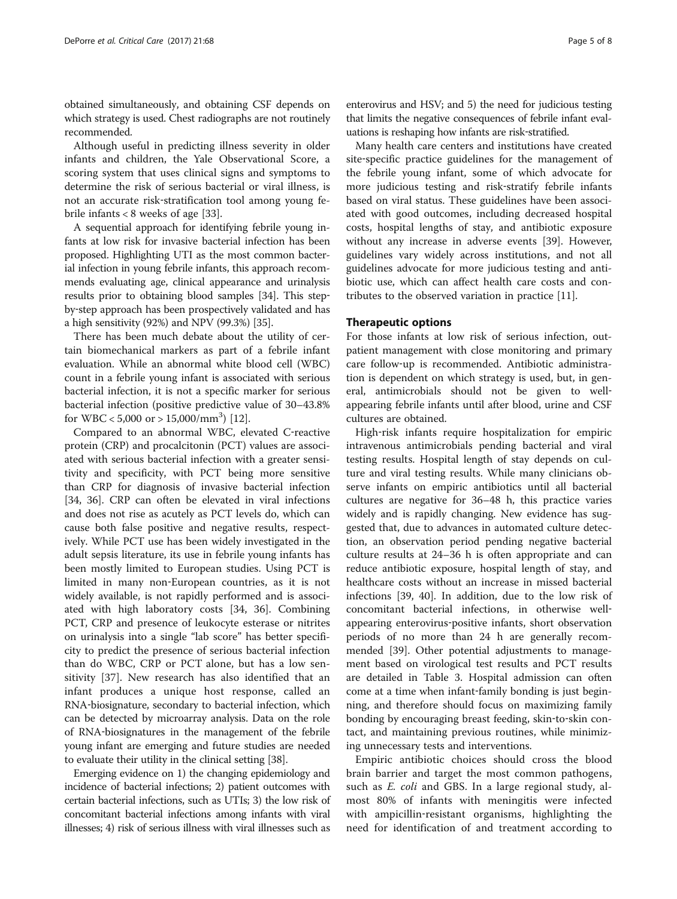obtained simultaneously, and obtaining CSF depends on which strategy is used. Chest radiographs are not routinely recommended.

Although useful in predicting illness severity in older infants and children, the Yale Observational Score, a scoring system that uses clinical signs and symptoms to determine the risk of serious bacterial or viral illness, is not an accurate risk-stratification tool among young febrile infants < 8 weeks of age [33].

A sequential approach for identifying febrile young infants at low risk for invasive bacterial infection has been proposed. Highlighting UTI as the most common bacterial infection in young febrile infants, this approach recommends evaluating age, clinical appearance and urinalysis results prior to obtaining blood samples [34]. This step-by-step approach has been prospectively validated and has a high sensitivity (92%) and NPV (99.3%) [35].

There has been much debate about the utility of certain biomechanical markers as part of a febrile infant evaluation. While an abnormal white blood cell (WBC) count in a febrile young infant is associated with serious bacterial infection, it is not a specific marker for serious bacterial infection (positive predictive value of 30–43.8% for WBC < 5,000 or > 15,000/mm$^3$) [12].

Compared to an abnormal WBC, elevated C-reactive protein (CRP) and procalcitonin (PCT) values are associated with serious bacterial infection with a greater sensitivity and specificity, with PCT being more sensitive than CRP for diagnosis of invasive bacterial infection [34, 36]. CRP can often be elevated in viral infections and does not rise as acutely as PCT levels do, which can cause both false positive and negative results, respectively. While PCT use has been widely investigated in the adult sepsis literature, its use in febrile young infants has been mostly limited to European studies. Using PCT is limited in many non-European countries, as it is not widely available, is not rapidly performed and is associated with high laboratory costs [34, 36]. Combining PCT, CRP and presence of leukocyte esterase or nitrites on urinalysis into a single "lab score" has better specificity to predict the presence of serious bacterial infection than do WBC, CRP or PCT alone, but has a low sensitivity [37]. New research has also identified that an infant produces a unique host response, called an RNA-biosignature, secondary to bacterial infection, which can be detected by microarray analysis. Data on the role of RNA-biosignatures in the management of the febrile young infant are emerging and future studies are needed to evaluate their utility in the clinical setting [38].

Emerging evidence on 1) the changing epidemiology and incidence of bacterial infections; 2) patient outcomes with certain bacterial infections, such as UTIs; 3) the low risk of concomitant bacterial infections among infants with viral illnesses; 4) risk of serious illness with viral illnesses such as enterovirus and HSV; and 5) the need for judicious testing that limits the negative consequences of febrile infant evaluations is reshaping how infants are risk-stratified.

Many health care centers and institutions have created site-specific practice guidelines for the management of the febrile young infant, some of which advocate for more judicious testing and risk-stratify febrile infants based on viral status. These guidelines have been associated with good outcomes, including decreased hospital costs, hospital lengths of stay, and antibiotic exposure without any increase in adverse events [39]. However, guidelines vary widely across institutions, and not all guidelines advocate for more judicious testing and antibiotic use, which can affect health care costs and contributes to the observed variation in practice [11].

## Therapeutic options

For those infants at low risk of serious infection, outpatient management with close monitoring and primary care follow-up is recommended. Antibiotic administration is dependent on which strategy is used, but, in general, antimicrobials should not be given to well-appearing febrile infants until after blood, urine and CSF cultures are obtained.

High-risk infants require hospitalization for empiric intravenous antimicrobials pending bacterial and viral testing results. Hospital length of stay depends on culture and viral testing results. While many clinicians observe infants on empiric antibiotics until all bacterial cultures are negative for 36–48 h, this practice varies widely and is rapidly changing. New evidence has suggested that, due to advances in automated culture detection, an observation period pending negative bacterial culture results at 24–36 h is often appropriate and can reduce antibiotic exposure, hospital length of stay, and healthcare costs without an increase in missed bacterial infections [39, 40]. In addition, due to the low risk of concomitant bacterial infections, in otherwise well-appearing enterovirus-positive infants, short observation periods of no more than 24 h are generally recommended [39]. Other potential adjustments to management based on virological test results and PCT results are detailed in Table 3. Hospital admission can often come at a time when infant-family bonding is just beginning, and therefore should focus on maximizing family bonding by encouraging breast feeding, skin-to-skin contact, and maintaining previous routines, while minimizing unnecessary tests and interventions.

Empiric antibiotic choices should cross the blood brain barrier and target the most common pathogens, such as *E. coli* and GBS. In a large regional study, almost 80% of infants with meningitis were infected with ampicillin-resistant organisms, highlighting the need for identification of and treatment according to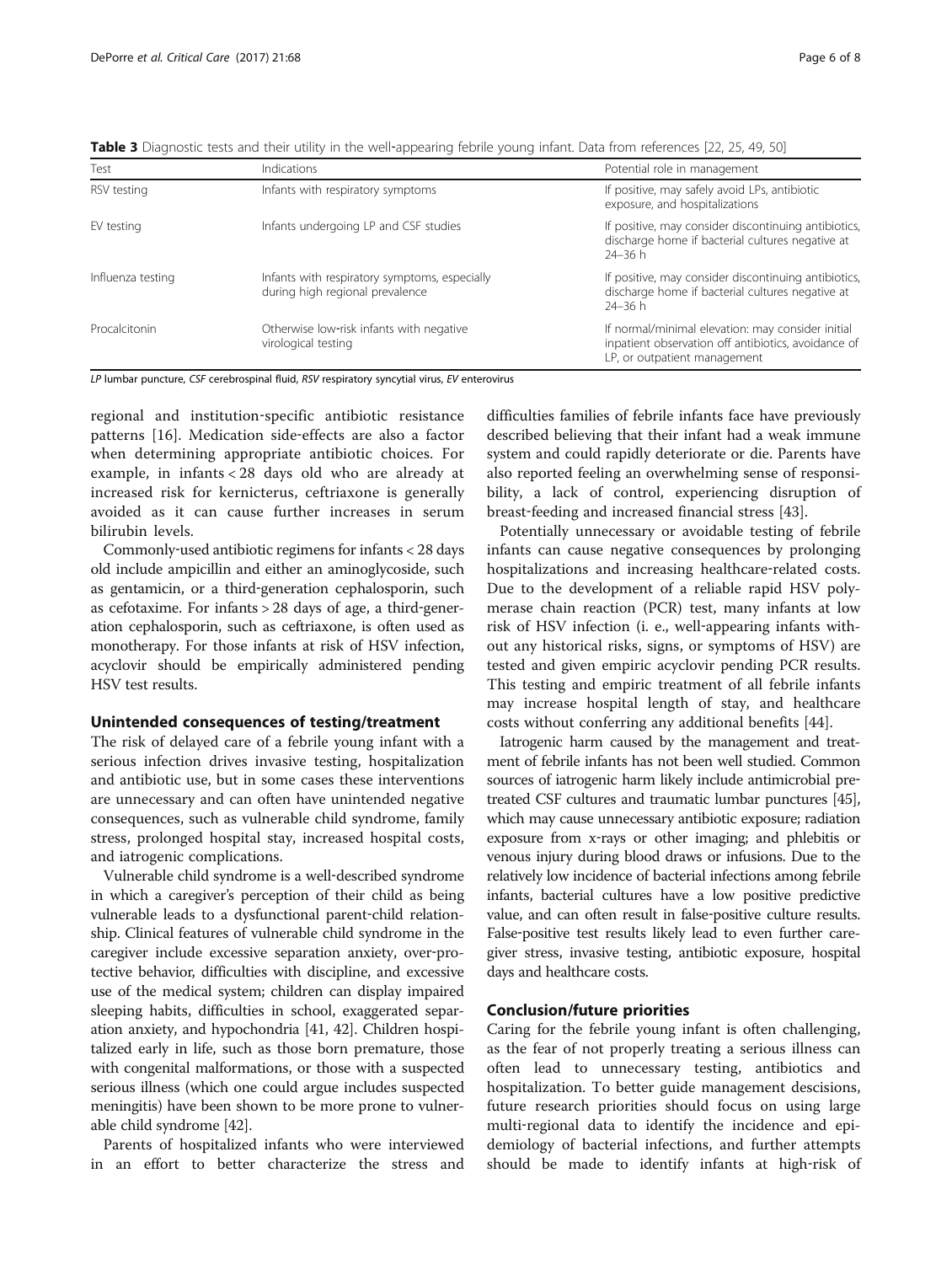**Table 3** Diagnostic tests and their utility in the well-appearing febrile young infant. Data from references [22, 25, 49, 50]

| Test | Indications | Potential role in management |
|---|---|---|
| RSV testing | Infants with respiratory symptoms | If positive, may safely avoid LPs, antibiotic exposure, and hospitalizations |
| EV testing | Infants undergoing LP and CSF studies | If positive, may consider discontinuing antibiotics, discharge home if bacterial cultures negative at 24–36 h |
| Influenza testing | Infants with respiratory symptoms, especially during high regional prevalence | If positive, may consider discontinuing antibiotics, discharge home if bacterial cultures negative at 24–36 h |
| Procalcitonin | Otherwise low-risk infants with negative virological testing | If normal/minimal elevation: may consider initial inpatient observation off antibiotics, avoidance of LP, or outpatient management |

*LP* lumbar puncture, *CSF* cerebrospinal fluid, *RSV* respiratory syncytial virus, *EV* enterovirus

regional and institution-specific antibiotic resistance patterns [16]. Medication side-effects are also a factor when determining appropriate antibiotic choices. For example, in infants < 28 days old who are already at increased risk for kernicterus, ceftriaxone is generally avoided as it can cause further increases in serum bilirubin levels.

Commonly-used antibiotic regimens for infants < 28 days old include ampicillin and either an aminoglycoside, such as gentamicin, or a third-generation cephalosporin, such as cefotaxime. For infants > 28 days of age, a third-generation cephalosporin, such as ceftriaxone, is often used as monotherapy. For those infants at risk of HSV infection, acyclovir should be empirically administered pending HSV test results.

## Unintended consequences of testing/treatment

The risk of delayed care of a febrile young infant with a serious infection drives invasive testing, hospitalization and antibiotic use, but in some cases these interventions are unnecessary and can often have unintended negative consequences, such as vulnerable child syndrome, family stress, prolonged hospital stay, increased hospital costs, and iatrogenic complications.

Vulnerable child syndrome is a well-described syndrome in which a caregiver's perception of their child as being vulnerable leads to a dysfunctional parent-child relationship. Clinical features of vulnerable child syndrome in the caregiver include excessive separation anxiety, over-protective behavior, difficulties with discipline, and excessive use of the medical system; children can display impaired sleeping habits, difficulties in school, exaggerated separation anxiety, and hypochondria [41, 42]. Children hospitalized early in life, such as those born premature, those with congenital malformations, or those with a suspected serious illness (which one could argue includes suspected meningitis) have been shown to be more prone to vulnerable child syndrome [42].

Parents of hospitalized infants who were interviewed in an effort to better characterize the stress and difficulties families of febrile infants face have previously described believing that their infant had a weak immune system and could rapidly deteriorate or die. Parents have also reported feeling an overwhelming sense of responsibility, a lack of control, experiencing disruption of breast-feeding and increased financial stress [43].

Potentially unnecessary or avoidable testing of febrile infants can cause negative consequences by prolonging hospitalizations and increasing healthcare-related costs. Due to the development of a reliable rapid HSV polymerase chain reaction (PCR) test, many infants at low risk of HSV infection (i. e., well-appearing infants without any historical risks, signs, or symptoms of HSV) are tested and given empiric acyclovir pending PCR results. This testing and empiric treatment of all febrile infants may increase hospital length of stay, and healthcare costs without conferring any additional benefits [44].

Iatrogenic harm caused by the management and treatment of febrile infants has not been well studied. Common sources of iatrogenic harm likely include antimicrobial pretreated CSF cultures and traumatic lumbar punctures [45], which may cause unnecessary antibiotic exposure; radiation exposure from x-rays or other imaging; and phlebitis or venous injury during blood draws or infusions. Due to the relatively low incidence of bacterial infections among febrile infants, bacterial cultures have a low positive predictive value, and can often result in false-positive culture results. False-positive test results likely lead to even further caregiver stress, invasive testing, antibiotic exposure, hospital days and healthcare costs.

## Conclusion/future priorities

Caring for the febrile young infant is often challenging, as the fear of not properly treating a serious illness can often lead to unnecessary testing, antibiotics and hospitalization. To better guide management descisions, future research priorities should focus on using large multi-regional data to identify the incidence and epidemiology of bacterial infections, and further attempts should be made to identify infants at high-risk of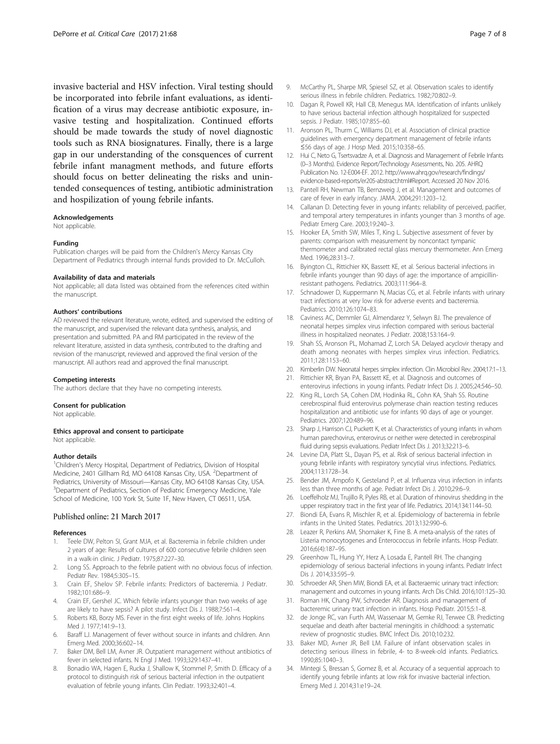invasive bacterial and HSV infection. Viral testing should be incorporated into febrile infant evaluations, as identification of a virus may decrease antibiotic exposure, invasive testing and hospitalization. Continued efforts should be made towards the study of novel diagnostic tools such as RNA biosignatures. Finally, there is a large gap in our understanding of the consquences of current febrile infant managment methods, and future efforts should focus on better delineating the risks and unintended consequences of testing, antibiotic administration and hospilization of young febrile infants.

#### Acknowledgements
Not applicable.

#### Funding
Publication charges will be paid from the Children's Mercy Kansas City Department of Pediatrics through internal funds provided to Dr. McCulloh.

#### Availability of data and materials
Not applicable; all data listed was obtained from the references cited within the manuscript.

#### Authors' contributions
AD reviewed the relevant literature, wrote, edited, and supervised the editing of the manuscript, and supervised the relevant data synthesis, analysis, and presentation and submitted. PA and RM participated in the review of the relevant literature, assisted in data synthesis, contributed to the drafting and revision of the manuscript, reviewed and approved the final version of the manuscript. All authors read and approved the final manuscript.

#### Competing interests
The authors declare that they have no competing interests.

#### Consent for publication
Not applicable.

#### Ethics approval and consent to participate
Not applicable.

#### Author details
[1]Children's Mercy Hospital, Department of Pediatrics, Division of Hospital Medicine, 2401 Gillham Rd, MO 64108 Kansas City, USA. [2]Department of Pediatrics, University of Missouri—Kansas City, MO 64108 Kansas City, USA. [3]Department of Pediatrics, Section of Pediatric Emergency Medicine, Yale School of Medicine, 100 York St, Suite 1F, New Haven, CT 06511, USA.

Published online: 21 March 2017

#### References
1. Teele DW, Pelton SI, Grant MJA, et al. Bacteremia in febrile children under 2 years of age: Results of cultures of 600 consecutive febrile children seen in a walk-in clinic. J Pediatr. 1975;87:227–30.
2. Long SS. Approach to the febrile patient with no obvious focus of infection. Pediatr Rev. 1984;5:305–15.
3. Crain EF, Shelov SP. Febrile infants: Predictors of bacteremia. J Pediatr. 1982;101:686–9.
4. Crain EF, Gershel JC. Which febrile infants younger than two weeks of age are likely to have sepsis? A pilot study. Infect Dis J. 1988;7:561–4.
5. Roberts KB, Borzy MS. Fever in the first eight weeks of life. Johns Hopkins Med J. 1977;141:9–13.
6. Baraff LJ. Management of fever without source in infants and children. Ann Emerg Med. 2000;36:602–14.
7. Baker DM, Bell LM, Avner JR. Outpatient management without antibiotics of fever in selected infants. N Engl J Med. 1993;329:1437–41.
8. Bonadio WA, Hagen E, Rucka J, Shallow K, Stommel P, Smith D. Efficacy of a protocol to distinguish risk of serious bacterial infection in the outpatient evaluation of febrile young infants. Clin Pediatr. 1993;32:401–4.
9. McCarthy PL, Sharpe MR, Spiesel SZ, et al. Observation scales to identify serious illness in febrile children. Pediatrics. 1982;70:802–9.
10. Dagan R, Powell KR, Hall CB, Menegus MA. Identification of infants unlikely to have serious bacterial infection although hospitalized for suspected sepsis. J Pediatr. 1985;107:855–60.
11. Aronson PL, Thurm C, Williams DJ, et al. Association of clinical practice guidelines with emergency department management of febrile infants ≤56 days of age. J Hosp Med. 2015;10:358–65.
12. Hui C, Neto G, Tsertsvadze A, et al. Diagnosis and Management of Febrile Infants (0–3 Months). Evidence Report/Technology Assessments, No. 205. AHRQ Publication No. 12-E004-EF. 2012. http://www.ahrq.gov/research/findings/evidence-based-reports/er205-abstract.html#Report. Accessed 20 Nov 2016.
13. Pantell RH, Newman TB, Bernzweig J, et al. Management and outcomes of care of fever in early infancy. JAMA. 2004;291:1203–12.
14. Callanan D. Detecting fever in young infants: reliability of perceived, pacifier, and temporal artery temperatures in infants younger than 3 months of age. Pediatr Emerg Care. 2003;19:240–3.
15. Hooker EA, Smith SW, Miles T, King L. Subjective assessment of fever by parents: comparison with measurement by noncontact tympanic thermometer and calibrated rectal glass mercury thermometer. Ann Emerg Med. 1996;28:313–7.
16. Byington CL, Rittichier KK, Bassett KE, et al. Serious bacterial infections in febrile infants younger than 90 days of age: the importance of ampicillin-resistant pathogens. Pediatrics. 2003;111:964–8.
17. Schnadower D, Kuppermann N, Macias CG, et al. Febrile infants with urinary tract infections at very low risk for adverse events and bacteremia. Pediatrics. 2010;126:1074–83.
18. Caviness AC, Demmler GJ, Almendarez Y, Selwyn BJ. The prevalence of neonatal herpes simplex virus infection compared with serious bacterial illness in hospitalized neonates. J Pediatr. 2008;153:164–9.
19. Shah SS, Aronson PL, Mohamad Z, Lorch SA. Delayed acyclovir therapy and death among neonates with herpes simplex virus infection. Pediatrics. 2011;128:1153–60.
20. Kimberlin DW. Neonatal herpes simplex infection. Clin Microbiol Rev. 2004;17:1–13.
21. Rittichier KR, Bryan PA, Bassett KE, et al. Diagnosis and outcomes of enterovirus infections in young infants. Pediatr Infect Dis J. 2005;24:546–50.
22. King RL, Lorch SA, Cohen DM, Hodinka RL, Cohn KA, Shah SS. Routine cerebrospinal fluid enterovirus polymerase chain reaction testing reduces hospitalization and antibiotic use for infants 90 days of age or younger. Pediatrics. 2007;120:489–96.
23. Sharp J, Harrison CJ, Puckett K, et al. Characteristics of young infants in whom human parechovirus, enterovirus or neither were detected in cerebrospinal fluid during sepsis evaluations. Pediatr Infect Dis J. 2013;32:213–6.
24. Levine DA, Platt SL, Dayan PS, et al. Risk of serious bacterial infection in young febrile infants with respiratory syncytial virus infections. Pediatrics. 2004;113:1728–34.
25. Bender JM, Ampofo K, Gesteland P, et al. Influenza virus infection in infants less than three months of age. Pediatr Infect Dis J. 2010;29:6–9.
26. Loeffelholz MJ, Trujillo R, Pyles RB, et al. Duration of rhinovirus shedding in the upper respiratory tract in the first year of life. Pediatrics. 2014;134:1144–50.
27. Biondi EA, Evans R, Mischler R, et al. Epidemiology of bacteremia in febrile infants in the United States. Pediatrics. 2013;132:990–6.
28. Leazer R, Perkins AM, Shomaker K, Fine B. A meta-analysis of the rates of Listeria monocytogenes and Enterococcus in febrile infants. Hosp Pediatr. 2016;6(4):187–95.
29. Greenhow TL, Hung YY, Herz A, Losada E, Pantell RH. The changing epidemiology of serious bacterial infections in young infants. Pediatr Infect Dis J. 2014;33:595–9.
30. Schroeder AR, Shen MW, Biondi EA, et al. Bacteraemic urinary tract infection: management and outcomes in young infants. Arch Dis Child. 2016;101:125–30.
31. Roman HK, Chang PW, Schroeder AR. Diagnosis and management of bacteremic urinary tract infection in infants. Hosp Pediatr. 2015;5:1–8.
32. de Jonge RC, van Furth AM, Wassenaar M, Gemke RJ, Terwee CB. Predicting sequelae and death after bacterial meningitis in childhood: a systematic review of prognostic studies. BMC Infect Dis. 2010;10:232.
33. Baker MD, Avner JR, Bell LM. Failure of infant observation scales in detecting serious illness in febrile, 4- to 8-week-old infants. Pediatrics. 1990;85:1040–3.
34. Mintegi S, Bressan S, Gomez B, et al. Accuracy of a sequential approach to identify young febrile infants at low risk for invasive bacterial infection. Emerg Med J. 2014;31:e19–24.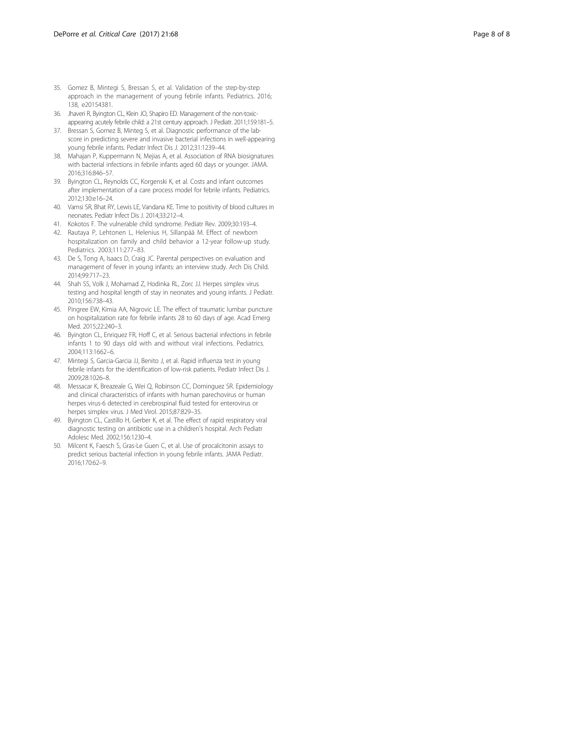35. Gomez B, Mintegi S, Bressan S, et al. Validation of the step-by-step approach in the management of young febrile infants. Pediatrics. 2016; 138, e20154381.
36. Jhaveri R, Byington CL, Klein JO, Shapiro ED. Management of the non-toxic-appearing acutely febrile child: a 21st century approach. J Pediatr. 2011;159:181–5.
37. Bressan S, Gomez B, Minteg S, et al. Diagnostic performance of the lab-score in predicting severe and invasive bacterial infections in well-appearing young febrile infants. Pediatr Infect Dis J. 2012;31:1239–44.
38. Mahajan P, Kuppermann N, Mejias A, et al. Association of RNA biosignatures with bacterial infections in febrile infants aged 60 days or younger. JAMA. 2016;316:846–57.
39. Byington CL, Reynolds CC, Korgenski K, et al. Costs and infant outcomes after implementation of a care process model for febrile infants. Pediatrics. 2012;130:e16–24.
40. Vamsi SR, Bhat RY, Lewis LE, Vandana KE. Time to positivity of blood cultures in neonates. Pediatr Infect Dis J. 2014;33:212–4.
41. Kokotos F. The vulnerable child syndrome. Pediatr Rev. 2009;30:193–4.
42. Rautaya P, Lehtonen L, Helenius H, Sillanpää M. Effect of newborn hospitalization on family and child behavior a 12-year follow-up study. Pediatrics. 2003;111:277–83.
43. De S, Tong A, Isaacs D, Craig JC. Parental perspectives on evaluation and management of fever in young infants: an interview study. Arch Dis Child. 2014;99:717–23.
44. Shah SS, Volk J, Mohamad Z, Hodinka RL, Zorc JJ. Herpes simplex virus testing and hospital length of stay in neonates and young infants. J Pediatr. 2010;156:738–43.
45. Pingree EW, Kimia AA, Nigrovic LE. The effect of traumatic lumbar puncture on hospitalization rate for febrile infants 28 to 60 days of age. Acad Emerg Med. 2015;22:240–3.
46. Byington CL, Enriquez FR, Hoff C, et al. Serious bacterial infections in febrile infants 1 to 90 days old with and without viral infections. Pediatrics. 2004;113:1662–6.
47. Mintegi S, Garcia-Garcia JJ, Benito J, et al. Rapid influenza test in young febrile infants for the identification of low-risk patients. Pediatr Infect Dis J. 2009;28:1026–8.
48. Messacar K, Breazeale G, Wei Q, Robinson CC, Dominguez SR. Epidemiology and clinical characteristics of infants with human parechovirus or human herpes virus-6 detected in cerebrospinal fluid tested for enterovirus or herpes simplex virus. J Med Virol. 2015;87:829–35.
49. Byington CL, Castillo H, Gerber K, et al. The effect of rapid respiratory viral diagnostic testing on antibiotic use in a children's hospital. Arch Pediatr Adolesc Med. 2002;156:1230–4.
50. Milcent K, Faesch S, Gras-Le Guen C, et al. Use of procalcitonin assays to predict serious bacterial infection in young febrile infants. JAMA Pediatr. 2016;170:62–9.